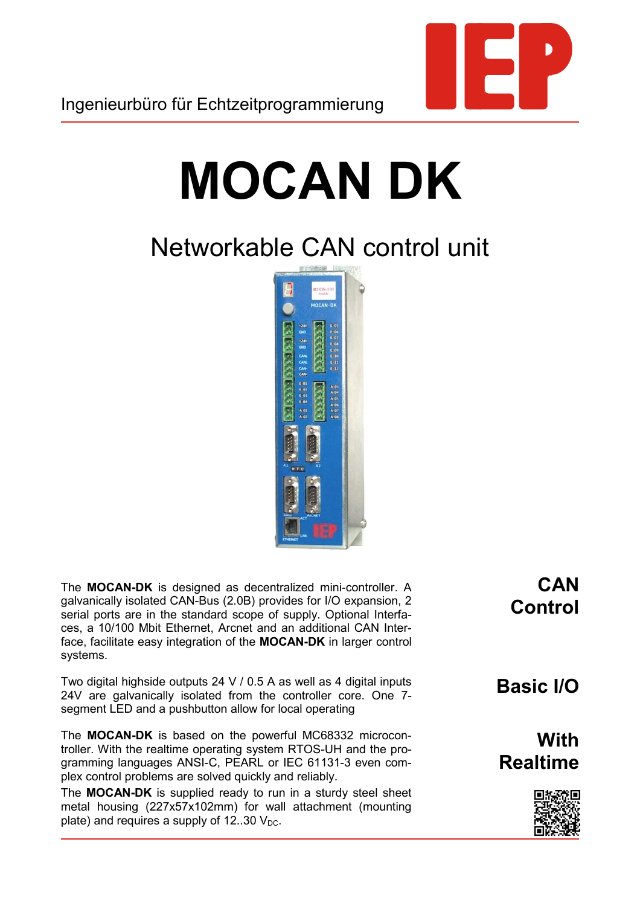Ingenieurbüro für Echtzeitprogrammierung

# MOCAN DK

## Networkable CAN control unit

**CAN Control**

The **MOCAN-DK** is designed as decentralized mini-controller. A galvanically isolated CAN-Bus (2.0B) provides for I/O expansion, 2 serial ports are in the standard scope of supply. Optional Interfaces, a 10/100 Mbit Ethernet, Arcnet and an additional CAN Interface, facilitate easy integration of the **MOCAN-DK** in larger control systems.

**Basic I/O**

Two digital highside outputs 24 V / 0.5 A as well as 4 digital inputs 24V are galvanically isolated from the controller core. One 7-segment LED and a pushbutton allow for local operating

**With Realtime**

The **MOCAN-DK** is based on the powerful MC68332 microcontroller. With the realtime operating system RTOS-UH and the programming languages ANSI-C, PEARL or IEC 61131-3 even complex control problems are solved quickly and reliably.

The **MOCAN-DK** is supplied ready to run in a sturdy steel sheet metal housing (227x57x102mm) for wall attachment (mounting plate) and requires a supply of 12..30 $V_{DC}$.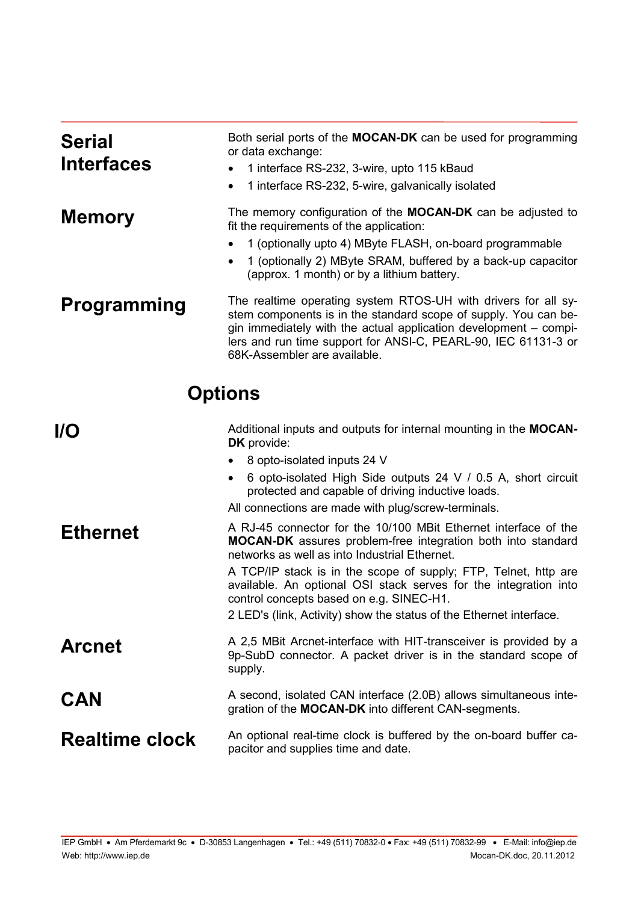## Serial Interfaces

Both serial ports of the **MOCAN-DK** can be used for programming or data exchange:

- 1 interface RS-232, 3-wire, upto 115 kBaud
- 1 interface RS-232, 5-wire, galvanically isolated

## Memory

The memory configuration of the **MOCAN-DK** can be adjusted to fit the requirements of the application:

- 1 (optionally upto 4) MByte FLASH, on-board programmable
- 1 (optionally 2) MByte SRAM, buffered by a back-up capacitor (approx. 1 month) or by a lithium battery.

## Programming

The realtime operating system RTOS-UH with drivers for all system components is in the standard scope of supply. You can begin immediately with the actual application development – compilers and run time support for ANSI-C, PEARL-90, IEC 61131-3 or 68K-Assembler are available.

# Options

## I/O

Additional inputs and outputs for internal mounting in the **MOCAN-DK** provide:

- 8 opto-isolated inputs 24 V
- 6 opto-isolated High Side outputs 24 V / 0.5 A, short circuit protected and capable of driving inductive loads.

All connections are made with plug/screw-terminals.

## Ethernet

A RJ-45 connector for the 10/100 MBit Ethernet interface of the **MOCAN-DK** assures problem-free integration both into standard networks as well as into Industrial Ethernet.

A TCP/IP stack is in the scope of supply; FTP, Telnet, http are available. An optional OSI stack serves for the integration into control concepts based on e.g. SINEC-H1.

2 LED's (link, Activity) show the status of the Ethernet interface.

## Arcnet

A 2,5 MBit Arcnet-interface with HIT-transceiver is provided by a 9p-SubD connector. A packet driver is in the standard scope of supply.

## CAN

A second, isolated CAN interface (2.0B) allows simultaneous integration of the **MOCAN-DK** into different CAN-segments.

## Realtime clock

An optional real-time clock is buffered by the on-board buffer capacitor and supplies time and date.

IEP GmbH • Am Pferdemarkt 9c • D-30853 Langenhagen • Tel.: +49 (511) 70832-0 • Fax: +49 (511) 70832-99 • E-Mail: info@iep.de
Web: http://www.iep.de Mocan-DK.doc, 20.11.2012